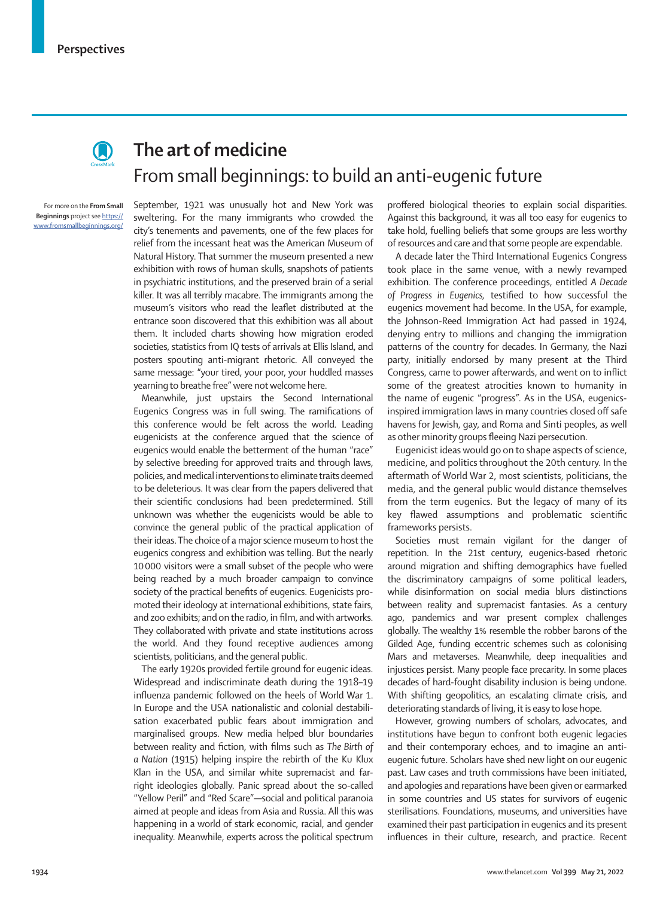# The art of medicine

## From small beginnings: to build an anti-eugenic future

For more on the **From Small Beginnings** project see https://www.fromsmallbeginnings.org/

September, 1921 was unusually hot and New York was sweltering. For the many immigrants who crowded the city's tenements and pavements, one of the few places for relief from the incessant heat was the American Museum of Natural History. That summer the museum presented a new exhibition with rows of human skulls, snapshots of patients in psychiatric institutions, and the preserved brain of a serial killer. It was all terribly macabre. The immigrants among the museum's visitors who read the leaflet distributed at the entrance soon discovered that this exhibition was all about them. It included charts showing how migration eroded societies, statistics from IQ tests of arrivals at Ellis Island, and posters spouting anti-migrant rhetoric. All conveyed the same message: "your tired, your poor, your huddled masses yearning to breathe free" were not welcome here.

Meanwhile, just upstairs the Second International Eugenics Congress was in full swing. The ramifications of this conference would be felt across the world. Leading eugenicists at the conference argued that the science of eugenics would enable the betterment of the human "race" by selective breeding for approved traits and through laws, policies, and medical interventions to eliminate traits deemed to be deleterious. It was clear from the papers delivered that their scientific conclusions had been predetermined. Still unknown was whether the eugenicists would be able to convince the general public of the practical application of their ideas. The choice of a major science museum to host the eugenics congress and exhibition was telling. But the nearly 10 000 visitors were a small subset of the people who were being reached by a much broader campaign to convince society of the practical benefits of eugenics. Eugenicists promoted their ideology at international exhibitions, state fairs, and zoo exhibits; and on the radio, in film, and with artworks. They collaborated with private and state institutions across the world. And they found receptive audiences among scientists, politicians, and the general public.

The early 1920s provided fertile ground for eugenic ideas. Widespread and indiscriminate death during the 1918–19 influenza pandemic followed on the heels of World War 1. In Europe and the USA nationalistic and colonial destabilisation exacerbated public fears about immigration and marginalised groups. New media helped blur boundaries between reality and fiction, with films such as *The Birth of a Nation* (1915) helping inspire the rebirth of the Ku Klux Klan in the USA, and similar white supremacist and far-right ideologies globally. Panic spread about the so-called "Yellow Peril" and "Red Scare"—social and political paranoia aimed at people and ideas from Asia and Russia. All this was happening in a world of stark economic, racial, and gender inequality. Meanwhile, experts across the political spectrum proffered biological theories to explain social disparities. Against this background, it was all too easy for eugenics to take hold, fuelling beliefs that some groups are less worthy of resources and care and that some people are expendable.

A decade later the Third International Eugenics Congress took place in the same venue, with a newly revamped exhibition. The conference proceedings, entitled *A Decade of Progress in Eugenics,* testified to how successful the eugenics movement had become. In the USA, for example, the Johnson-Reed Immigration Act had passed in 1924, denying entry to millions and changing the immigration patterns of the country for decades. In Germany, the Nazi party, initially endorsed by many present at the Third Congress, came to power afterwards, and went on to inflict some of the greatest atrocities known to humanity in the name of eugenic "progress". As in the USA, eugenics-inspired immigration laws in many countries closed off safe havens for Jewish, gay, and Roma and Sinti peoples, as well as other minority groups fleeing Nazi persecution.

Eugenicist ideas would go on to shape aspects of science, medicine, and politics throughout the 20th century. In the aftermath of World War 2, most scientists, politicians, the media, and the general public would distance themselves from the term eugenics. But the legacy of many of its key flawed assumptions and problematic scientific frameworks persists.

Societies must remain vigilant for the danger of repetition. In the 21st century, eugenics-based rhetoric around migration and shifting demographics have fuelled the discriminatory campaigns of some political leaders, while disinformation on social media blurs distinctions between reality and supremacist fantasies. As a century ago, pandemics and war present complex challenges globally. The wealthy 1% resemble the robber barons of the Gilded Age, funding eccentric schemes such as colonising Mars and metaverses. Meanwhile, deep inequalities and injustices persist. Many people face precarity. In some places decades of hard-fought disability inclusion is being undone. With shifting geopolitics, an escalating climate crisis, and deteriorating standards of living, it is easy to lose hope.

However, growing numbers of scholars, advocates, and institutions have begun to confront both eugenic legacies and their contemporary echoes, and to imagine an anti-eugenic future. Scholars have shed new light on our eugenic past. Law cases and truth commissions have been initiated, and apologies and reparations have been given or earmarked in some countries and US states for survivors of eugenic sterilisations. Foundations, museums, and universities have examined their past participation in eugenics and its present influences in their culture, research, and practice. Recent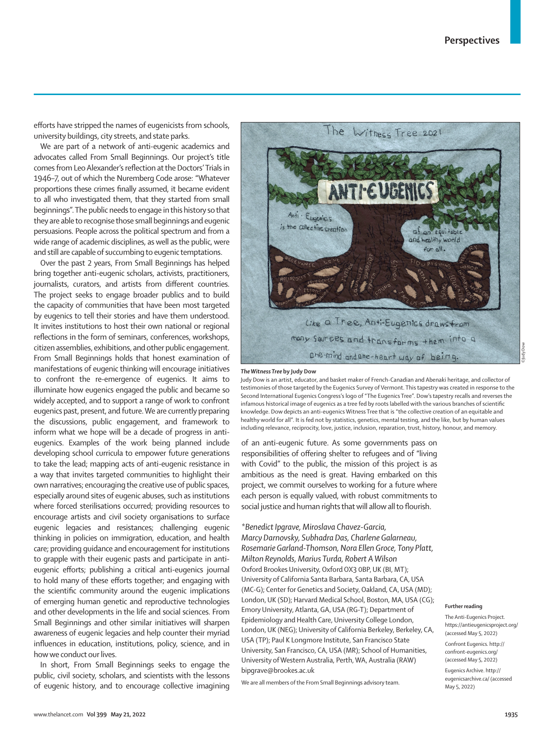efforts have stripped the names of eugenicists from schools, university buildings, city streets, and state parks.

We are part of a network of anti-eugenic academics and advocates called From Small Beginnings. Our project's title comes from Leo Alexander's reflection at the Doctors' Trials in 1946–7, out of which the Nuremberg Code arose: "Whatever proportions these crimes finally assumed, it became evident to all who investigated them, that they started from small beginnings". The public needs to engage in this history so that they are able to recognise those small beginnings and eugenic persuasions. People across the political spectrum and from a wide range of academic disciplines, as well as the public, were and still are capable of succumbing to eugenic temptations.

Over the past 2 years, From Small Beginnings has helped bring together anti-eugenic scholars, activists, practitioners, journalists, curators, and artists from different countries. The project seeks to engage broader publics and to build the capacity of communities that have been most targeted by eugenics to tell their stories and have them understood. It invites institutions to host their own national or regional reflections in the form of seminars, conferences, workshops, citizen assemblies, exhibitions, and other public engagement. From Small Beginnings holds that honest examination of manifestations of eugenic thinking will encourage initiatives to confront the re-emergence of eugenics. It aims to illuminate how eugenics engaged the public and became so widely accepted, and to support a range of work to confront eugenics past, present, and future. We are currently preparing the discussions, public engagement, and framework to inform what we hope will be a decade of progress in anti-eugenics. Examples of the work being planned include developing school curricula to empower future generations to take the lead; mapping acts of anti-eugenic resistance in a way that invites targeted communities to highlight their own narratives; encouraging the creative use of public spaces, especially around sites of eugenic abuses, such as institutions where forced sterilisations occurred; providing resources to encourage artists and civil society organisations to surface eugenic legacies and resistances; challenging eugenic thinking in policies on immigration, education, and health care; providing guidance and encouragement for institutions to grapple with their eugenic pasts and participate in anti-eugenic efforts; publishing a critical anti-eugenics journal to hold many of these efforts together; and engaging with the scientific community around the eugenic implications of emerging human genetic and reproductive technologies and other developments in the life and social sciences. From Small Beginnings and other similar initiatives will sharpen awareness of eugenic legacies and help counter their myriad influences in education, institutions, policy, science, and in how we conduct our lives.

In short, From Small Beginnings seeks to engage the public, civil society, scholars, and scientists with the lessons of eugenic history, and to encourage collective imagining of an anti-eugenic future. As some governments pass on responsibilities of offering shelter to refugees and of "living with Covid" to the public, the mission of this project is as ambitious as the need is great. Having embarked on this project, we commit ourselves to working for a future where each person is equally valued, with robust commitments to social justice and human rights that will allow all to flourish.

**_The Witness Tree_ by Judy Dow**

Judy Dow is an artist, educator, and basket maker of French-Canadian and Abenaki heritage, and collector of testimonies of those targeted by the Eugenics Survey of Vermont. This tapestry was created in response to the Second International Eugenics Congress's logo of "The Eugenics Tree". Dow's tapestry recalls and reverses the infamous historical image of eugenics as a tree fed by roots labelled with the various branches of scientific knowledge. Dow depicts an anti-eugenics Witness Tree that is "the collective creation of an equitable and healthy world for all". It is fed not by statistics, genetics, mental testing, and the like, but by human values including relevance, reciprocity, love, justice, inclusion, reparation, trust, history, honour, and memory.

©Judy Dow

*\*Benedict Ipgrave, Miroslava Chavez-Garcia, Marcy Darnovsky, Subhadra Das, Charlene Galarneau, Rosemarie Garland-Thomson, Nora Ellen Groce, Tony Platt, Milton Reynolds, Marius Turda, Robert A Wilson*

Oxford Brookes University, Oxford OX3 0BP, UK (BI, MT); University of California Santa Barbara, Santa Barbara, CA, USA (MC-G); Center for Genetics and Society, Oakland, CA, USA (MD); London, UK (SD); Harvard Medical School, Boston, MA, USA (CG); Emory University, Atlanta, GA, USA (RG-T); Department of Epidemiology and Health Care, University College London, London, UK (NEG); University of California Berkeley, Berkeley, CA, USA (TP); Paul K Longmore Institute, San Francisco State University, San Francisco, CA, USA (MR); School of Humanities, University of Western Australia, Perth, WA, Australia (RAW)
bipgrave@brookes.ac.uk

We are all members of the From Small Beginnings advisory team.

**Further reading**

The Anti-Eugenics Project. https://antieugenicsproject.org/ (accessed May 5, 2022)

Confront Eugenics. http://confront-eugenics.org/ (accessed May 5, 2022)

Eugenics Archive. http://eugenicsarchive.ca/ (accessed May 5, 2022)